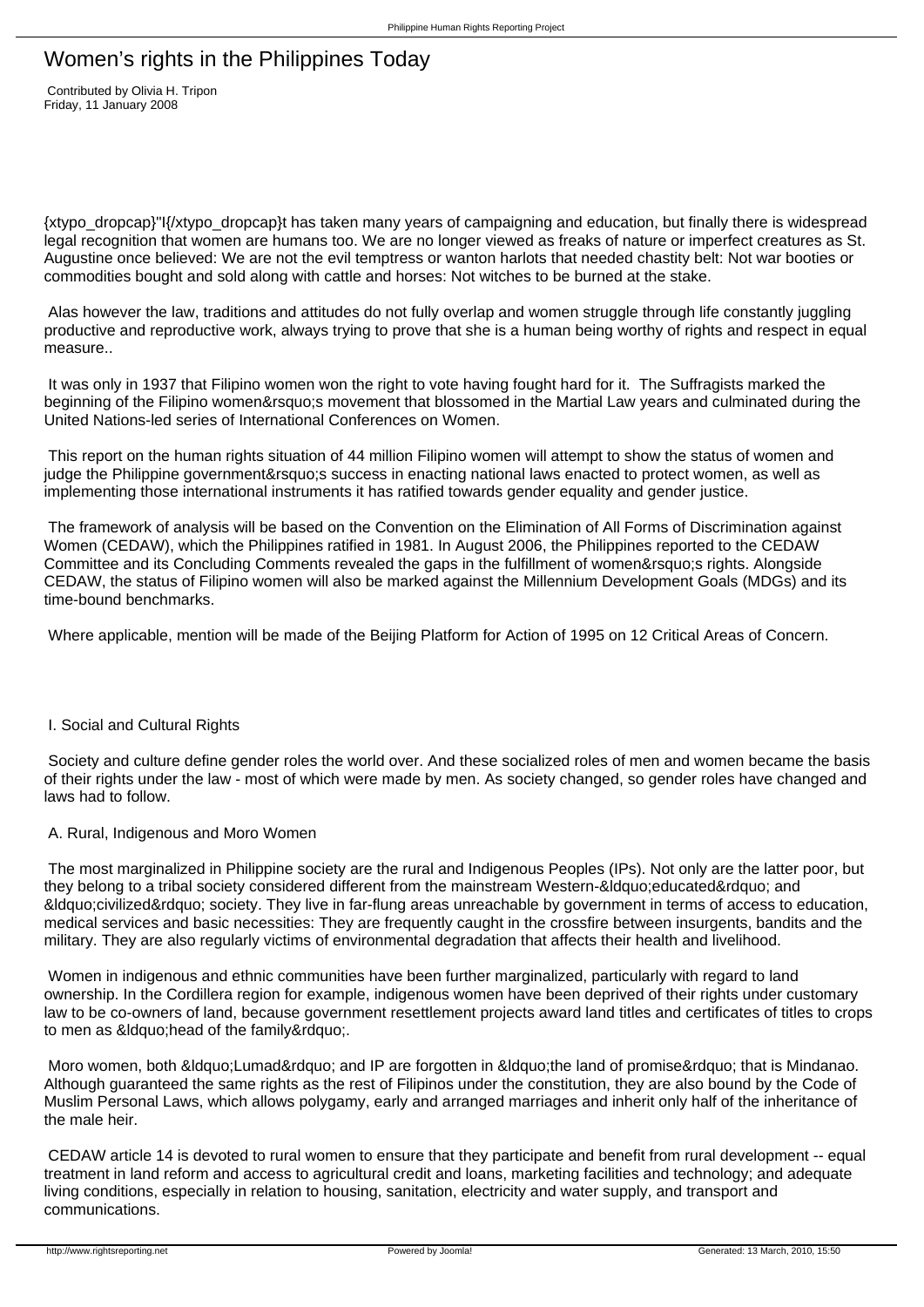# Women's rights in the Philippines Today

Contributed by Olivia H. Tripon
Friday, 11 January 2008

{xtypo_dropcap}"I{/xtypo_dropcap}t has taken many years of campaigning and education, but finally there is widespread legal recognition that women are humans too. We are no longer viewed as freaks of nature or imperfect creatures as St. Augustine once believed: We are not the evil temptress or wanton harlots that needed chastity belt: Not war booties or commodities bought and sold along with cattle and horses: Not witches to be burned at the stake.

Alas however the law, traditions and attitudes do not fully overlap and women struggle through life constantly juggling productive and reproductive work, always trying to prove that she is a human being worthy of rights and respect in equal measure..

It was only in 1937 that Filipino women won the right to vote having fought hard for it. The Suffragists marked the beginning of the Filipino women&rsquo;s movement that blossomed in the Martial Law years and culminated during the United Nations-led series of International Conferences on Women.

This report on the human rights situation of 44 million Filipino women will attempt to show the status of women and judge the Philippine government&rsquo;s success in enacting national laws enacted to protect women, as well as implementing those international instruments it has ratified towards gender equality and gender justice.

The framework of analysis will be based on the Convention on the Elimination of All Forms of Discrimination against Women (CEDAW), which the Philippines ratified in 1981. In August 2006, the Philippines reported to the CEDAW Committee and its Concluding Comments revealed the gaps in the fulfillment of women&rsquo;s rights. Alongside CEDAW, the status of Filipino women will also be marked against the Millennium Development Goals (MDGs) and its time-bound benchmarks.

Where applicable, mention will be made of the Beijing Platform for Action of 1995 on 12 Critical Areas of Concern.

## I. Social and Cultural Rights

Society and culture define gender roles the world over. And these socialized roles of men and women became the basis of their rights under the law - most of which were made by men. As society changed, so gender roles have changed and laws had to follow.

### A. Rural, Indigenous and Moro Women

The most marginalized in Philippine society are the rural and Indigenous Peoples (IPs). Not only are the latter poor, but they belong to a tribal society considered different from the mainstream Western-&ldquo;educated&rdquo; and &ldquo;civilized&rdquo; society. They live in far-flung areas unreachable by government in terms of access to education, medical services and basic necessities: They are frequently caught in the crossfire between insurgents, bandits and the military. They are also regularly victims of environmental degradation that affects their health and livelihood.

Women in indigenous and ethnic communities have been further marginalized, particularly with regard to land ownership. In the Cordillera region for example, indigenous women have been deprived of their rights under customary law to be co-owners of land, because government resettlement projects award land titles and certificates of titles to crops to men as &ldquo;head of the family&rdquo;.

Moro women, both &ldquo;Lumad&rdquo; and IP are forgotten in &ldquo;the land of promise&rdquo; that is Mindanao. Although guaranteed the same rights as the rest of Filipinos under the constitution, they are also bound by the Code of Muslim Personal Laws, which allows polygamy, early and arranged marriages and inherit only half of the inheritance of the male heir.

CEDAW article 14 is devoted to rural women to ensure that they participate and benefit from rural development -- equal treatment in land reform and access to agricultural credit and loans, marketing facilities and technology; and adequate living conditions, especially in relation to housing, sanitation, electricity and water supply, and transport and communications.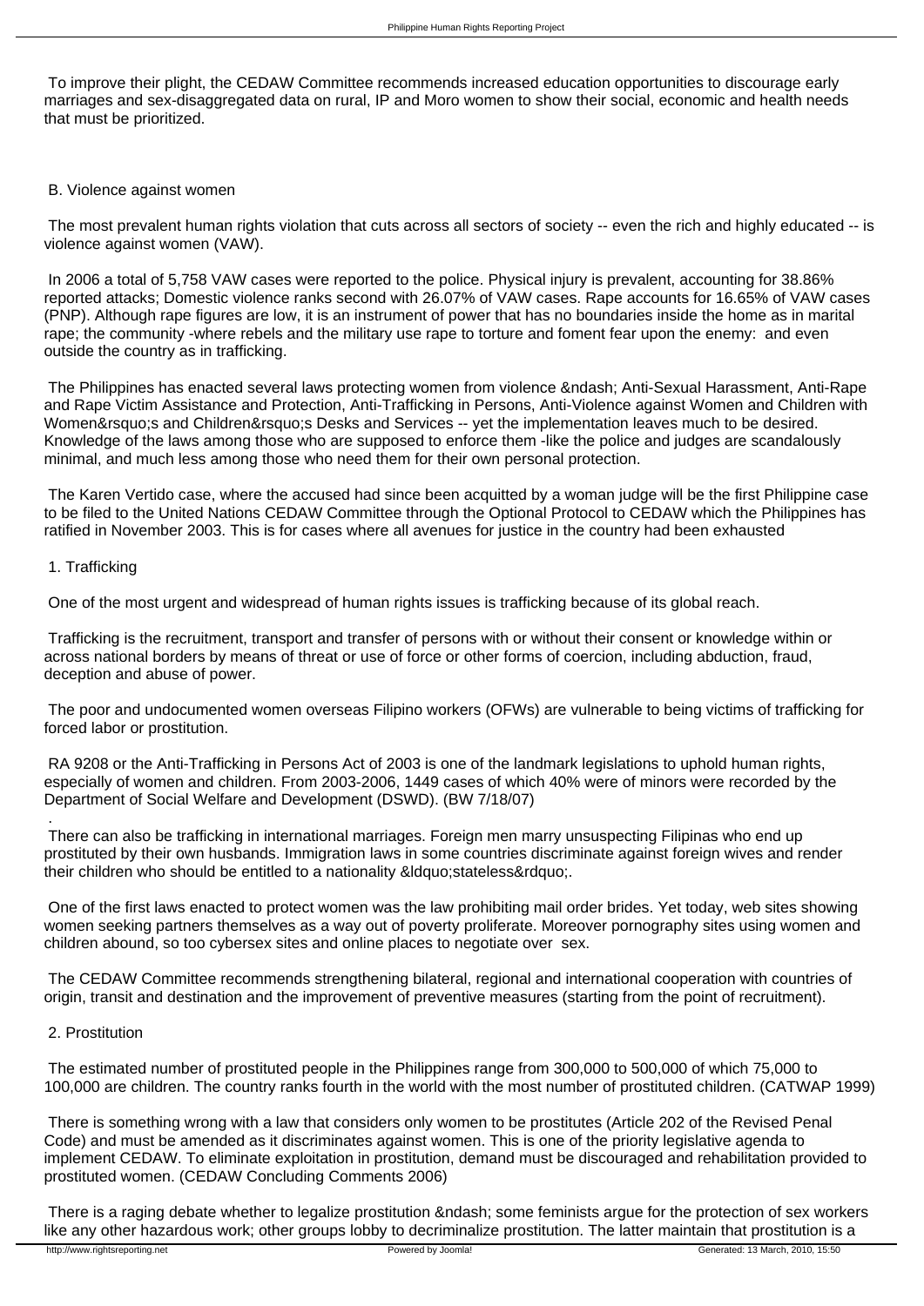To improve their plight, the CEDAW Committee recommends increased education opportunities to discourage early marriages and sex-disaggregated data on rural, IP and Moro women to show their social, economic and health needs that must be prioritized.

### B. Violence against women

The most prevalent human rights violation that cuts across all sectors of society -- even the rich and highly educated -- is violence against women (VAW).

In 2006 a total of 5,758 VAW cases were reported to the police. Physical injury is prevalent, accounting for 38.86% reported attacks; Domestic violence ranks second with 26.07% of VAW cases. Rape accounts for 16.65% of VAW cases (PNP). Although rape figures are low, it is an instrument of power that has no boundaries inside the home as in marital rape; the community -where rebels and the military use rape to torture and foment fear upon the enemy: and even outside the country as in trafficking.

The Philippines has enacted several laws protecting women from violence &ndash; Anti-Sexual Harassment, Anti-Rape and Rape Victim Assistance and Protection, Anti-Trafficking in Persons, Anti-Violence against Women and Children with Women&rsquo;s and Children&rsquo;s Desks and Services -- yet the implementation leaves much to be desired. Knowledge of the laws among those who are supposed to enforce them -like the police and judges are scandalously minimal, and much less among those who need them for their own personal protection.

The Karen Vertido case, where the accused had since been acquitted by a woman judge will be the first Philippine case to be filed to the United Nations CEDAW Committee through the Optional Protocol to CEDAW which the Philippines has ratified in November 2003. This is for cases where all avenues for justice in the country had been exhausted

#### 1. Trafficking

One of the most urgent and widespread of human rights issues is trafficking because of its global reach.

Trafficking is the recruitment, transport and transfer of persons with or without their consent or knowledge within or across national borders by means of threat or use of force or other forms of coercion, including abduction, fraud, deception and abuse of power.

The poor and undocumented women overseas Filipino workers (OFWs) are vulnerable to being victims of trafficking for forced labor or prostitution.

RA 9208 or the Anti-Trafficking in Persons Act of 2003 is one of the landmark legislations to uphold human rights, especially of women and children. From 2003-2006, 1449 cases of which 40% were of minors were recorded by the Department of Social Welfare and Development (DSWD). (BW 7/18/07)

.

There can also be trafficking in international marriages. Foreign men marry unsuspecting Filipinas who end up prostituted by their own husbands. Immigration laws in some countries discriminate against foreign wives and render their children who should be entitled to a nationality &ldquo;stateless&rdquo;.

One of the first laws enacted to protect women was the law prohibiting mail order brides. Yet today, web sites showing women seeking partners themselves as a way out of poverty proliferate. Moreover pornography sites using women and children abound, so too cybersex sites and online places to negotiate over sex.

The CEDAW Committee recommends strengthening bilateral, regional and international cooperation with countries of origin, transit and destination and the improvement of preventive measures (starting from the point of recruitment).

#### 2. Prostitution

The estimated number of prostituted people in the Philippines range from 300,000 to 500,000 of which 75,000 to 100,000 are children. The country ranks fourth in the world with the most number of prostituted children. (CATWAP 1999)

There is something wrong with a law that considers only women to be prostitutes (Article 202 of the Revised Penal Code) and must be amended as it discriminates against women. This is one of the priority legislative agenda to implement CEDAW. To eliminate exploitation in prostitution, demand must be discouraged and rehabilitation provided to prostituted women. (CEDAW Concluding Comments 2006)

There is a raging debate whether to legalize prostitution &ndash; some feminists argue for the protection of sex workers like any other hazardous work; other groups lobby to decriminalize prostitution. The latter maintain that prostitution is a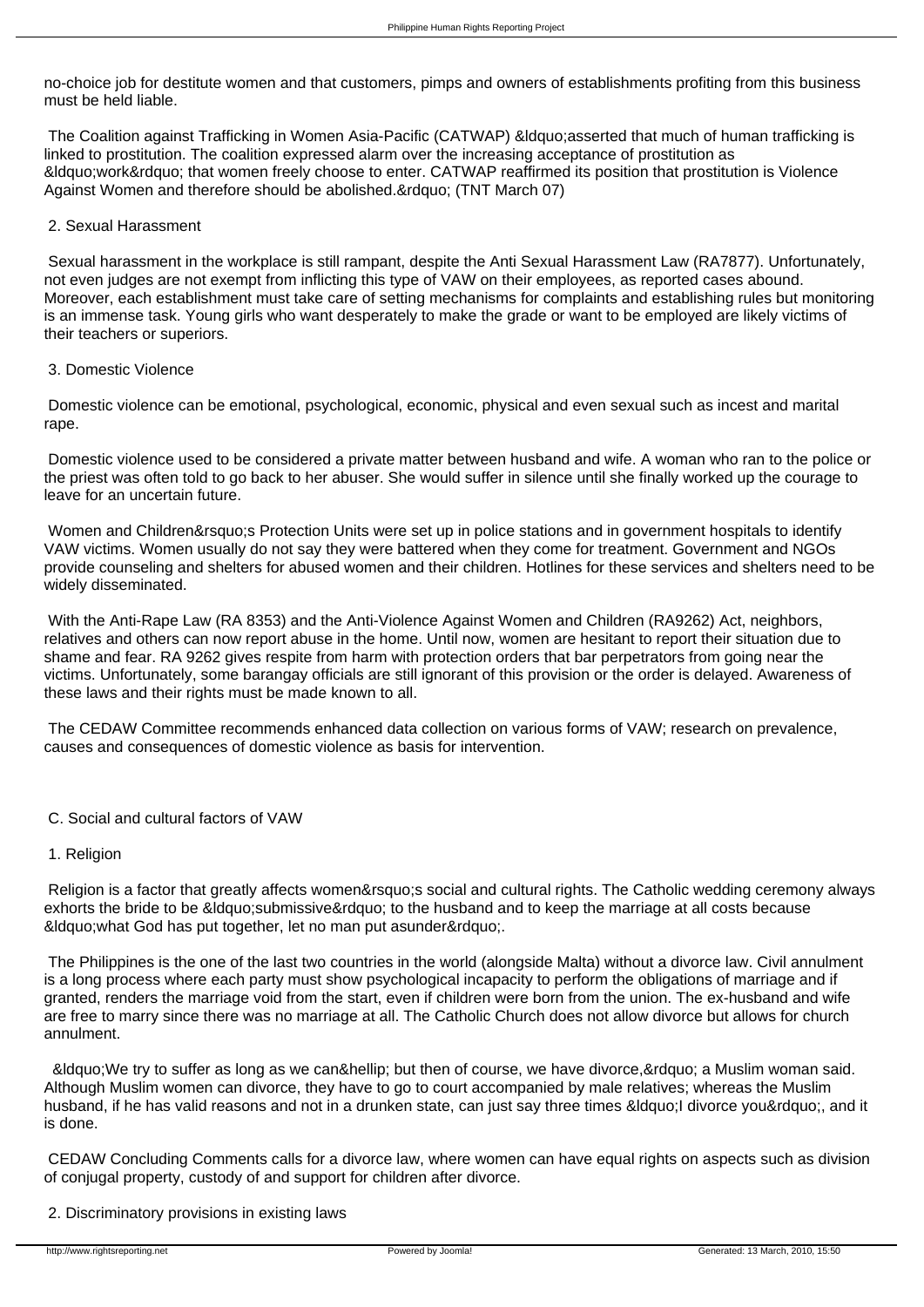no-choice job for destitute women and that customers, pimps and owners of establishments profiting from this business must be held liable.

The Coalition against Trafficking in Women Asia-Pacific (CATWAP) &ldquo;asserted that much of human trafficking is linked to prostitution. The coalition expressed alarm over the increasing acceptance of prostitution as &ldquo;work&rdquo; that women freely choose to enter. CATWAP reaffirmed its position that prostitution is Violence Against Women and therefore should be abolished.&rdquo; (TNT March 07)

2. Sexual Harassment

Sexual harassment in the workplace is still rampant, despite the Anti Sexual Harassment Law (RA7877). Unfortunately, not even judges are not exempt from inflicting this type of VAW on their employees, as reported cases abound. Moreover, each establishment must take care of setting mechanisms for complaints and establishing rules but monitoring is an immense task. Young girls who want desperately to make the grade or want to be employed are likely victims of their teachers or superiors.

3. Domestic Violence

Domestic violence can be emotional, psychological, economic, physical and even sexual such as incest and marital rape.

Domestic violence used to be considered a private matter between husband and wife. A woman who ran to the police or the priest was often told to go back to her abuser. She would suffer in silence until she finally worked up the courage to leave for an uncertain future.

Women and Children&rsquo;s Protection Units were set up in police stations and in government hospitals to identify VAW victims. Women usually do not say they were battered when they come for treatment. Government and NGOs provide counseling and shelters for abused women and their children. Hotlines for these services and shelters need to be widely disseminated.

With the Anti-Rape Law (RA 8353) and the Anti-Violence Against Women and Children (RA9262) Act, neighbors, relatives and others can now report abuse in the home. Until now, women are hesitant to report their situation due to shame and fear. RA 9262 gives respite from harm with protection orders that bar perpetrators from going near the victims. Unfortunately, some barangay officials are still ignorant of this provision or the order is delayed. Awareness of these laws and their rights must be made known to all.

The CEDAW Committee recommends enhanced data collection on various forms of VAW; research on prevalence, causes and consequences of domestic violence as basis for intervention.

C. Social and cultural factors of VAW

1. Religion

Religion is a factor that greatly affects women&rsquo;s social and cultural rights. The Catholic wedding ceremony always exhorts the bride to be &ldquo;submissive&rdquo; to the husband and to keep the marriage at all costs because &ldquo;what God has put together, let no man put asunder&rdquo;.

The Philippines is the one of the last two countries in the world (alongside Malta) without a divorce law. Civil annulment is a long process where each party must show psychological incapacity to perform the obligations of marriage and if granted, renders the marriage void from the start, even if children were born from the union. The ex-husband and wife are free to marry since there was no marriage at all. The Catholic Church does not allow divorce but allows for church annulment.

&ldquo;We try to suffer as long as we can&hellip; but then of course, we have divorce,&rdquo; a Muslim woman said. Although Muslim women can divorce, they have to go to court accompanied by male relatives; whereas the Muslim husband, if he has valid reasons and not in a drunken state, can just say three times &ldquo;I divorce you&rdquo;, and it is done.

CEDAW Concluding Comments calls for a divorce law, where women can have equal rights on aspects such as division of conjugal property, custody of and support for children after divorce.

2. Discriminatory provisions in existing laws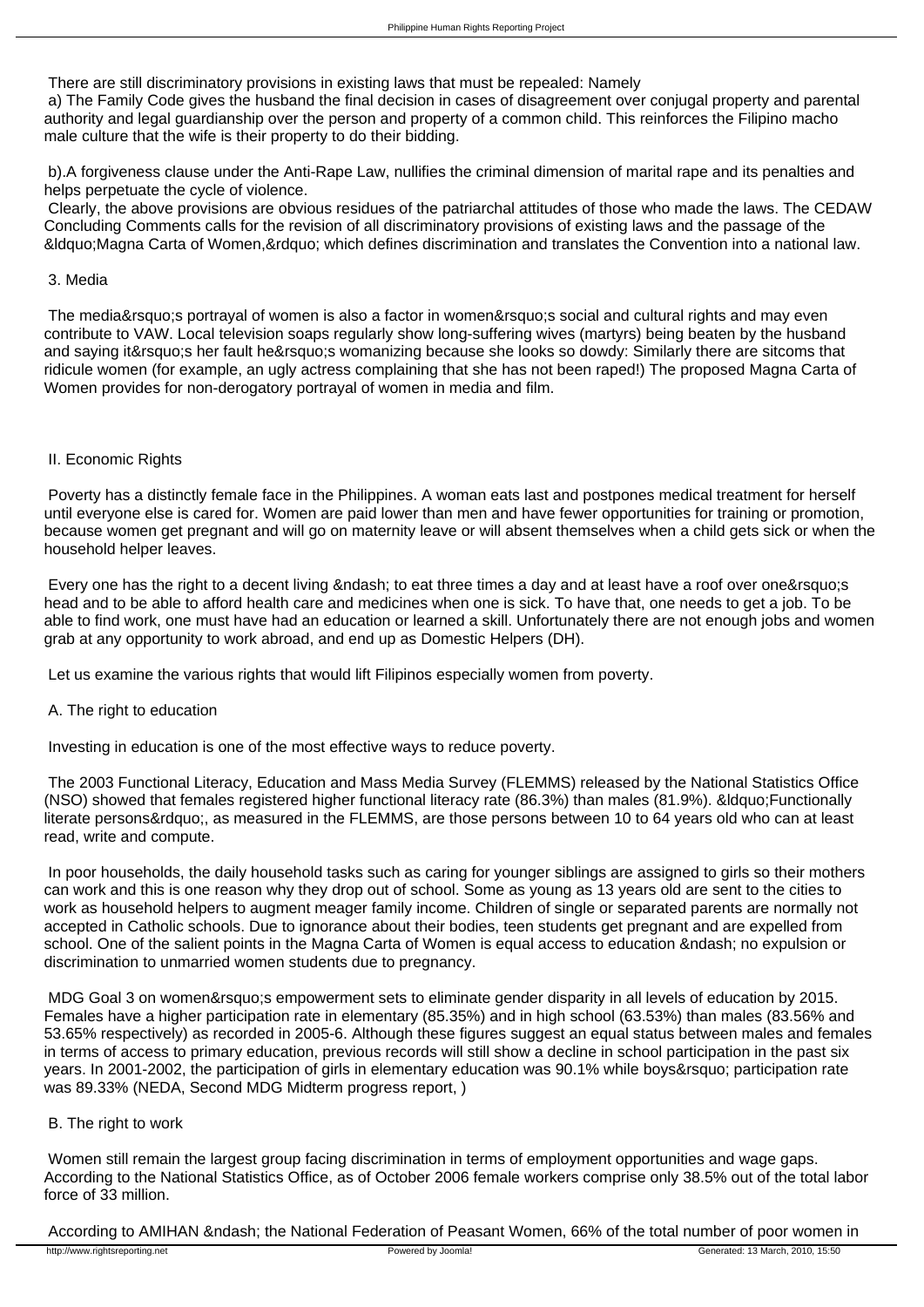There are still discriminatory provisions in existing laws that must be repealed: Namely

a) The Family Code gives the husband the final decision in cases of disagreement over conjugal property and parental authority and legal guardianship over the person and property of a common child. This reinforces the Filipino macho male culture that the wife is their property to do their bidding.

b).A forgiveness clause under the Anti-Rape Law, nullifies the criminal dimension of marital rape and its penalties and helps perpetuate the cycle of violence.

Clearly, the above provisions are obvious residues of the patriarchal attitudes of those who made the laws. The CEDAW Concluding Comments calls for the revision of all discriminatory provisions of existing laws and the passage of the &ldquo;Magna Carta of Women,&rdquo; which defines discrimination and translates the Convention into a national law.

3. Media

The media&rsquo;s portrayal of women is also a factor in women&rsquo;s social and cultural rights and may even contribute to VAW. Local television soaps regularly show long-suffering wives (martyrs) being beaten by the husband and saying it&rsquo;s her fault he&rsquo;s womanizing because she looks so dowdy: Similarly there are sitcoms that ridicule women (for example, an ugly actress complaining that she has not been raped!) The proposed Magna Carta of Women provides for non-derogatory portrayal of women in media and film.

II. Economic Rights

Poverty has a distinctly female face in the Philippines. A woman eats last and postpones medical treatment for herself until everyone else is cared for. Women are paid lower than men and have fewer opportunities for training or promotion, because women get pregnant and will go on maternity leave or will absent themselves when a child gets sick or when the household helper leaves.

Every one has the right to a decent living &ndash; to eat three times a day and at least have a roof over one&rsquo;s head and to be able to afford health care and medicines when one is sick. To have that, one needs to get a job. To be able to find work, one must have had an education or learned a skill. Unfortunately there are not enough jobs and women grab at any opportunity to work abroad, and end up as Domestic Helpers (DH).

Let us examine the various rights that would lift Filipinos especially women from poverty.

A. The right to education

Investing in education is one of the most effective ways to reduce poverty.

The 2003 Functional Literacy, Education and Mass Media Survey (FLEMMS) released by the National Statistics Office (NSO) showed that females registered higher functional literacy rate (86.3%) than males (81.9%). &ldquo;Functionally literate persons&rdquo;, as measured in the FLEMMS, are those persons between 10 to 64 years old who can at least read, write and compute.

In poor households, the daily household tasks such as caring for younger siblings are assigned to girls so their mothers can work and this is one reason why they drop out of school. Some as young as 13 years old are sent to the cities to work as household helpers to augment meager family income. Children of single or separated parents are normally not accepted in Catholic schools. Due to ignorance about their bodies, teen students get pregnant and are expelled from school. One of the salient points in the Magna Carta of Women is equal access to education &ndash; no expulsion or discrimination to unmarried women students due to pregnancy.

MDG Goal 3 on women&rsquo;s empowerment sets to eliminate gender disparity in all levels of education by 2015. Females have a higher participation rate in elementary (85.35%) and in high school (63.53%) than males (83.56% and 53.65% respectively) as recorded in 2005-6. Although these figures suggest an equal status between males and females in terms of access to primary education, previous records will still show a decline in school participation in the past six years. In 2001-2002, the participation of girls in elementary education was 90.1% while boys&rsquo; participation rate was 89.33% (NEDA, Second MDG Midterm progress report, )

B. The right to work

Women still remain the largest group facing discrimination in terms of employment opportunities and wage gaps. According to the National Statistics Office, as of October 2006 female workers comprise only 38.5% out of the total labor force of 33 million.

According to AMIHAN &ndash; the National Federation of Peasant Women, 66% of the total number of poor women in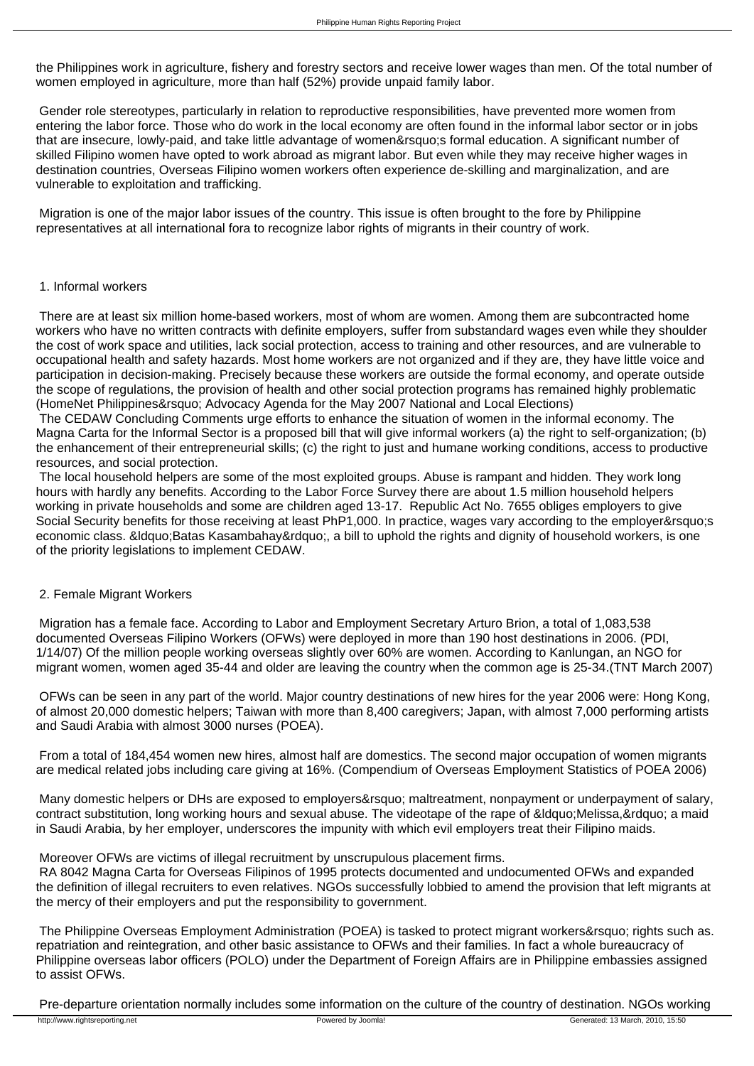the Philippines work in agriculture, fishery and forestry sectors and receive lower wages than men. Of the total number of women employed in agriculture, more than half (52%) provide unpaid family labor.

Gender role stereotypes, particularly in relation to reproductive responsibilities, have prevented more women from entering the labor force. Those who do work in the local economy are often found in the informal labor sector or in jobs that are insecure, lowly-paid, and take little advantage of women&rsquo;s formal education. A significant number of skilled Filipino women have opted to work abroad as migrant labor. But even while they may receive higher wages in destination countries, Overseas Filipino women workers often experience de-skilling and marginalization, and are vulnerable to exploitation and trafficking.

Migration is one of the major labor issues of the country. This issue is often brought to the fore by Philippine representatives at all international fora to recognize labor rights of migrants in their country of work.

1. Informal workers

There are at least six million home-based workers, most of whom are women. Among them are subcontracted home workers who have no written contracts with definite employers, suffer from substandard wages even while they shoulder the cost of work space and utilities, lack social protection, access to training and other resources, and are vulnerable to occupational health and safety hazards. Most home workers are not organized and if they are, they have little voice and participation in decision-making. Precisely because these workers are outside the formal economy, and operate outside the scope of regulations, the provision of health and other social protection programs has remained highly problematic (HomeNet Philippines&rsquo; Advocacy Agenda for the May 2007 National and Local Elections)

The CEDAW Concluding Comments urge efforts to enhance the situation of women in the informal economy. The Magna Carta for the Informal Sector is a proposed bill that will give informal workers (a) the right to self-organization; (b) the enhancement of their entrepreneurial skills; (c) the right to just and humane working conditions, access to productive resources, and social protection.

The local household helpers are some of the most exploited groups. Abuse is rampant and hidden. They work long hours with hardly any benefits. According to the Labor Force Survey there are about 1.5 million household helpers working in private households and some are children aged 13-17. Republic Act No. 7655 obliges employers to give Social Security benefits for those receiving at least PhP1,000. In practice, wages vary according to the employer&rsquo;s economic class. &ldquo;Batas Kasambahay&rdquo;, a bill to uphold the rights and dignity of household workers, is one of the priority legislations to implement CEDAW.

2. Female Migrant Workers

Migration has a female face. According to Labor and Employment Secretary Arturo Brion, a total of 1,083,538 documented Overseas Filipino Workers (OFWs) were deployed in more than 190 host destinations in 2006. (PDI, 1/14/07) Of the million people working overseas slightly over 60% are women. According to Kanlungan, an NGO for migrant women, women aged 35-44 and older are leaving the country when the common age is 25-34.(TNT March 2007)

OFWs can be seen in any part of the world. Major country destinations of new hires for the year 2006 were: Hong Kong, of almost 20,000 domestic helpers; Taiwan with more than 8,400 caregivers; Japan, with almost 7,000 performing artists and Saudi Arabia with almost 3000 nurses (POEA).

From a total of 184,454 women new hires, almost half are domestics. The second major occupation of women migrants are medical related jobs including care giving at 16%. (Compendium of Overseas Employment Statistics of POEA 2006)

Many domestic helpers or DHs are exposed to employers&rsquo; maltreatment, nonpayment or underpayment of salary, contract substitution, long working hours and sexual abuse. The videotape of the rape of &ldquo;Melissa,&rdquo; a maid in Saudi Arabia, by her employer, underscores the impunity with which evil employers treat their Filipino maids.

Moreover OFWs are victims of illegal recruitment by unscrupulous placement firms.

RA 8042 Magna Carta for Overseas Filipinos of 1995 protects documented and undocumented OFWs and expanded the definition of illegal recruiters to even relatives. NGOs successfully lobbied to amend the provision that left migrants at the mercy of their employers and put the responsibility to government.

The Philippine Overseas Employment Administration (POEA) is tasked to protect migrant workers&rsquo; rights such as. repatriation and reintegration, and other basic assistance to OFWs and their families. In fact a whole bureaucracy of Philippine overseas labor officers (POLO) under the Department of Foreign Affairs are in Philippine embassies assigned to assist OFWs.

Pre-departure orientation normally includes some information on the culture of the country of destination. NGOs working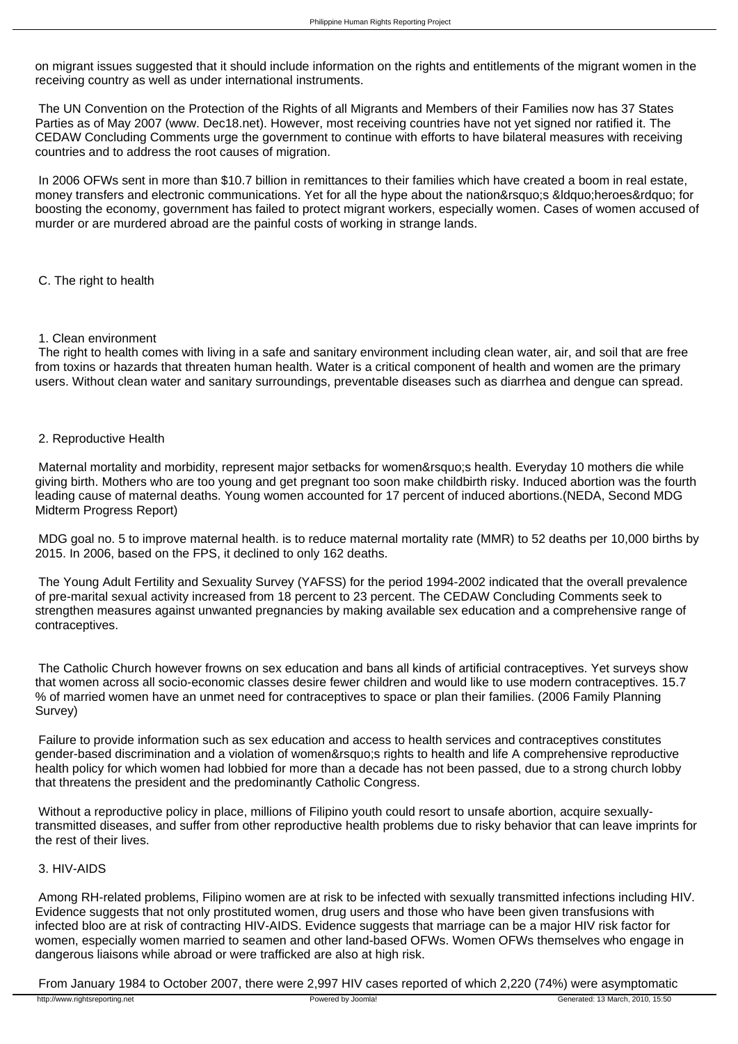on migrant issues suggested that it should include information on the rights and entitlements of the migrant women in the receiving country as well as under international instruments.

The UN Convention on the Protection of the Rights of all Migrants and Members of their Families now has 37 States Parties as of May 2007 (www. Dec18.net). However, most receiving countries have not yet signed nor ratified it. The CEDAW Concluding Comments urge the government to continue with efforts to have bilateral measures with receiving countries and to address the root causes of migration.

In 2006 OFWs sent in more than $10.7 billion in remittances to their families which have created a boom in real estate, money transfers and electronic communications. Yet for all the hype about the nation&rsquo;s &ldquo;heroes&rdquo; for boosting the economy, government has failed to protect migrant workers, especially women. Cases of women accused of murder or are murdered abroad are the painful costs of working in strange lands.

## C. The right to health

### 1. Clean environment

The right to health comes with living in a safe and sanitary environment including clean water, air, and soil that are free from toxins or hazards that threaten human health. Water is a critical component of health and women are the primary users. Without clean water and sanitary surroundings, preventable diseases such as diarrhea and dengue can spread.

### 2. Reproductive Health

Maternal mortality and morbidity, represent major setbacks for women&rsquo;s health. Everyday 10 mothers die while giving birth. Mothers who are too young and get pregnant too soon make childbirth risky. Induced abortion was the fourth leading cause of maternal deaths. Young women accounted for 17 percent of induced abortions.(NEDA, Second MDG Midterm Progress Report)

MDG goal no. 5 to improve maternal health. is to reduce maternal mortality rate (MMR) to 52 deaths per 10,000 births by 2015. In 2006, based on the FPS, it declined to only 162 deaths.

The Young Adult Fertility and Sexuality Survey (YAFSS) for the period 1994-2002 indicated that the overall prevalence of pre-marital sexual activity increased from 18 percent to 23 percent. The CEDAW Concluding Comments seek to strengthen measures against unwanted pregnancies by making available sex education and a comprehensive range of contraceptives.

The Catholic Church however frowns on sex education and bans all kinds of artificial contraceptives. Yet surveys show that women across all socio-economic classes desire fewer children and would like to use modern contraceptives. 15.7 % of married women have an unmet need for contraceptives to space or plan their families. (2006 Family Planning Survey)

Failure to provide information such as sex education and access to health services and contraceptives constitutes gender-based discrimination and a violation of women&rsquo;s rights to health and life A comprehensive reproductive health policy for which women had lobbied for more than a decade has not been passed, due to a strong church lobby that threatens the president and the predominantly Catholic Congress.

Without a reproductive policy in place, millions of Filipino youth could resort to unsafe abortion, acquire sexually-transmitted diseases, and suffer from other reproductive health problems due to risky behavior that can leave imprints for the rest of their lives.

### 3. HIV-AIDS

Among RH-related problems, Filipino women are at risk to be infected with sexually transmitted infections including HIV. Evidence suggests that not only prostituted women, drug users and those who have been given transfusions with infected bloo are at risk of contracting HIV-AIDS. Evidence suggests that marriage can be a major HIV risk factor for women, especially women married to seamen and other land-based OFWs. Women OFWs themselves who engage in dangerous liaisons while abroad or were trafficked are also at high risk.

From January 1984 to October 2007, there were 2,997 HIV cases reported of which 2,220 (74%) were asymptomatic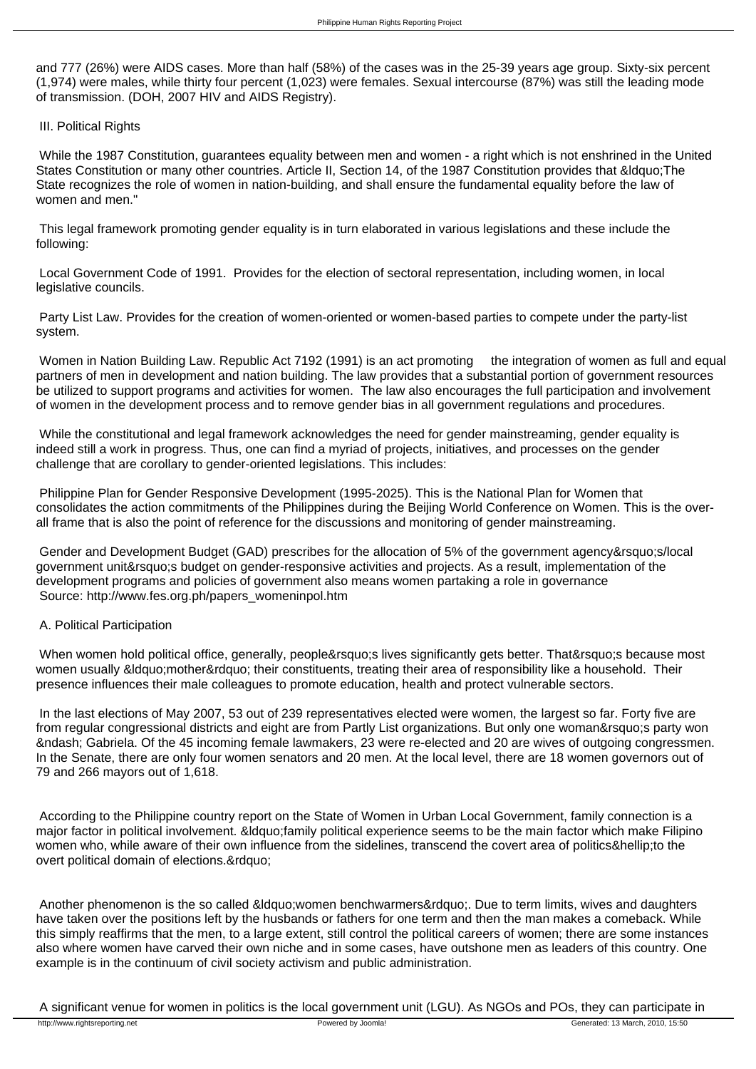and 777 (26%) were AIDS cases. More than half (58%) of the cases was in the 25-39 years age group. Sixty-six percent (1,974) were males, while thirty four percent (1,023) were females. Sexual intercourse (87%) was still the leading mode of transmission. (DOH, 2007 HIV and AIDS Registry).

## III. Political Rights

While the 1987 Constitution, guarantees equality between men and women - a right which is not enshrined in the United States Constitution or many other countries. Article II, Section 14, of the 1987 Constitution provides that &ldquo;The State recognizes the role of women in nation-building, and shall ensure the fundamental equality before the law of women and men."

This legal framework promoting gender equality is in turn elaborated in various legislations and these include the following:

Local Government Code of 1991. Provides for the election of sectoral representation, including women, in local legislative councils.

Party List Law. Provides for the creation of women-oriented or women-based parties to compete under the party-list system.

Women in Nation Building Law. Republic Act 7192 (1991) is an act promoting the integration of women as full and equal partners of men in development and nation building. The law provides that a substantial portion of government resources be utilized to support programs and activities for women. The law also encourages the full participation and involvement of women in the development process and to remove gender bias in all government regulations and procedures.

While the constitutional and legal framework acknowledges the need for gender mainstreaming, gender equality is indeed still a work in progress. Thus, one can find a myriad of projects, initiatives, and processes on the gender challenge that are corollary to gender-oriented legislations. This includes:

Philippine Plan for Gender Responsive Development (1995-2025). This is the National Plan for Women that consolidates the action commitments of the Philippines during the Beijing World Conference on Women. This is the over-all frame that is also the point of reference for the discussions and monitoring of gender mainstreaming.

Gender and Development Budget (GAD) prescribes for the allocation of 5% of the government agency&rsquo;s/local government unit&rsquo;s budget on gender-responsive activities and projects. As a result, implementation of the development programs and policies of government also means women partaking a role in governance
Source: http://www.fes.org.ph/papers_womeninpol.htm

### A. Political Participation

When women hold political office, generally, people&rsquo;s lives significantly gets better. That&rsquo;s because most women usually &ldquo;mother&rdquo; their constituents, treating their area of responsibility like a household. Their presence influences their male colleagues to promote education, health and protect vulnerable sectors.

In the last elections of May 2007, 53 out of 239 representatives elected were women, the largest so far. Forty five are from regular congressional districts and eight are from Partly List organizations. But only one woman&rsquo;s party won &ndash; Gabriela. Of the 45 incoming female lawmakers, 23 were re-elected and 20 are wives of outgoing congressmen. In the Senate, there are only four women senators and 20 men. At the local level, there are 18 women governors out of 79 and 266 mayors out of 1,618.

According to the Philippine country report on the State of Women in Urban Local Government, family connection is a major factor in political involvement. &ldquo;family political experience seems to be the main factor which make Filipino women who, while aware of their own influence from the sidelines, transcend the covert area of politics&hellip;to the overt political domain of elections.&rdquo;

Another phenomenon is the so called &ldquo;women benchwarmers&rdquo;. Due to term limits, wives and daughters have taken over the positions left by the husbands or fathers for one term and then the man makes a comeback. While this simply reaffirms that the men, to a large extent, still control the political careers of women; there are some instances also where women have carved their own niche and in some cases, have outshone men as leaders of this country. One example is in the continuum of civil society activism and public administration.

A significant venue for women in politics is the local government unit (LGU). As NGOs and POs, they can participate in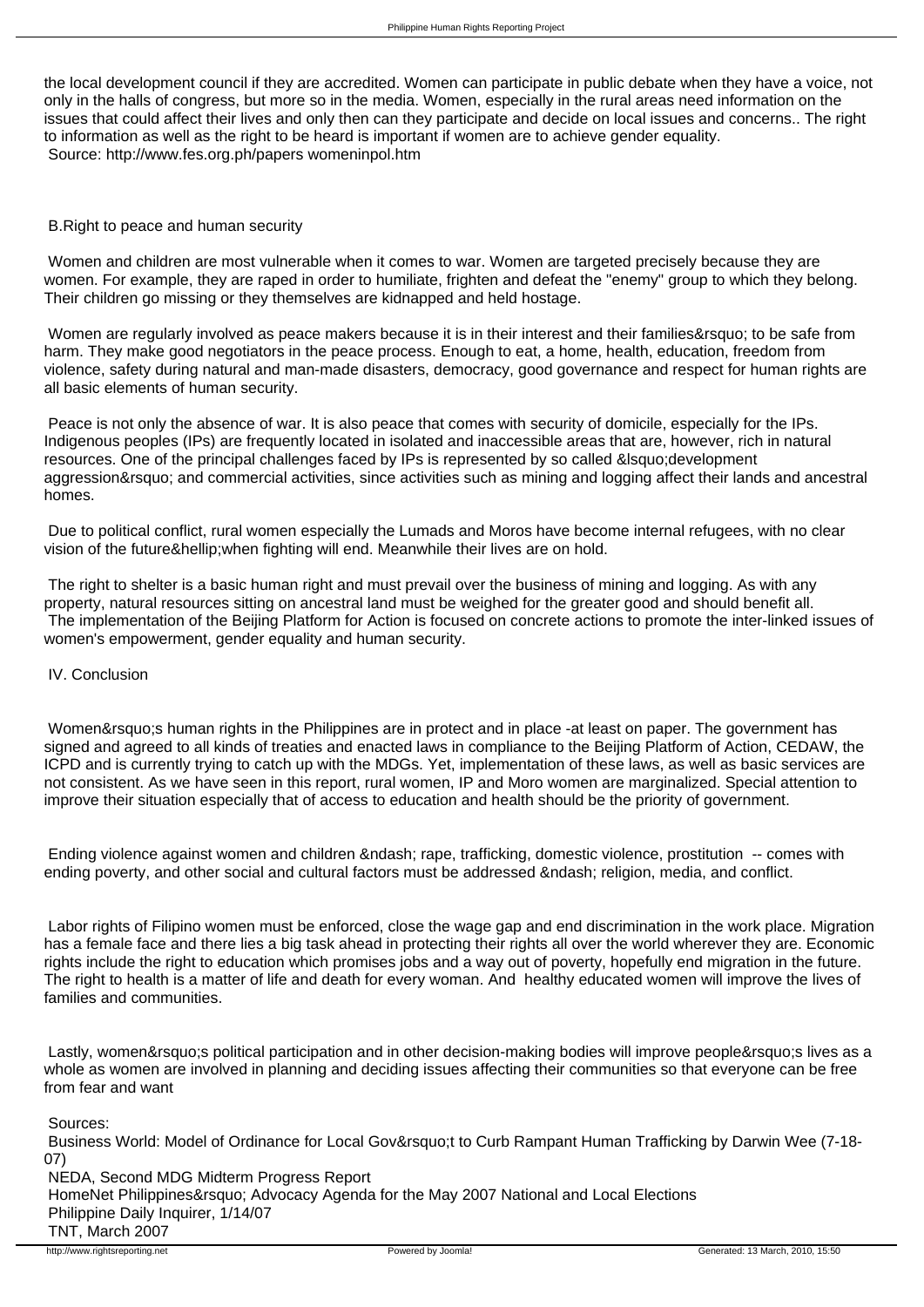the local development council if they are accredited. Women can participate in public debate when they have a voice, not only in the halls of congress, but more so in the media. Women, especially in the rural areas need information on the issues that could affect their lives and only then can they participate and decide on local issues and concerns.. The right to information as well as the right to be heard is important if women are to achieve gender equality.
Source: http://www.fes.org.ph/papers womeninpol.htm

B.Right to peace and human security

Women and children are most vulnerable when it comes to war. Women are targeted precisely because they are women. For example, they are raped in order to humiliate, frighten and defeat the "enemy" group to which they belong. Their children go missing or they themselves are kidnapped and held hostage.

Women are regularly involved as peace makers because it is in their interest and their families&rsquo; to be safe from harm. They make good negotiators in the peace process. Enough to eat, a home, health, education, freedom from violence, safety during natural and man-made disasters, democracy, good governance and respect for human rights are all basic elements of human security.

Peace is not only the absence of war. It is also peace that comes with security of domicile, especially for the IPs. Indigenous peoples (IPs) are frequently located in isolated and inaccessible areas that are, however, rich in natural resources. One of the principal challenges faced by IPs is represented by so called &lsquo;development aggression&rsquo; and commercial activities, since activities such as mining and logging affect their lands and ancestral homes.

Due to political conflict, rural women especially the Lumads and Moros have become internal refugees, with no clear vision of the future&hellip;when fighting will end. Meanwhile their lives are on hold.

The right to shelter is a basic human right and must prevail over the business of mining and logging. As with any property, natural resources sitting on ancestral land must be weighed for the greater good and should benefit all.
The implementation of the Beijing Platform for Action is focused on concrete actions to promote the inter-linked issues of women's empowerment, gender equality and human security.

IV. Conclusion

Women&rsquo;s human rights in the Philippines are in protect and in place -at least on paper. The government has signed and agreed to all kinds of treaties and enacted laws in compliance to the Beijing Platform of Action, CEDAW, the ICPD and is currently trying to catch up with the MDGs. Yet, implementation of these laws, as well as basic services are not consistent. As we have seen in this report, rural women, IP and Moro women are marginalized. Special attention to improve their situation especially that of access to education and health should be the priority of government.

Ending violence against women and children &ndash; rape, trafficking, domestic violence, prostitution -- comes with ending poverty, and other social and cultural factors must be addressed &ndash; religion, media, and conflict.

Labor rights of Filipino women must be enforced, close the wage gap and end discrimination in the work place. Migration has a female face and there lies a big task ahead in protecting their rights all over the world wherever they are. Economic rights include the right to education which promises jobs and a way out of poverty, hopefully end migration in the future. The right to health is a matter of life and death for every woman. And healthy educated women will improve the lives of families and communities.

Lastly, women&rsquo;s political participation and in other decision-making bodies will improve people&rsquo;s lives as a whole as women are involved in planning and deciding issues affecting their communities so that everyone can be free from fear and want

Sources:
Business World: Model of Ordinance for Local Gov&rsquo;t to Curb Rampant Human Trafficking by Darwin Wee (7-18-07)
NEDA, Second MDG Midterm Progress Report
HomeNet Philippines&rsquo; Advocacy Agenda for the May 2007 National and Local Elections
Philippine Daily Inquirer, 1/14/07
TNT, March 2007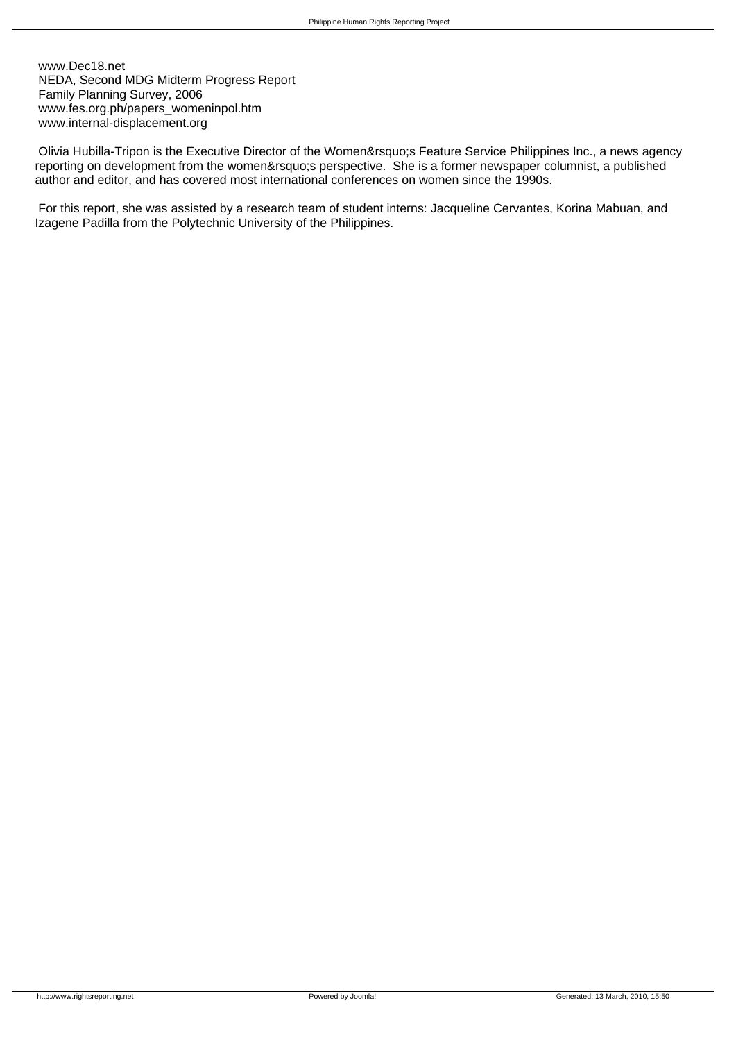www.Dec18.net
NEDA, Second MDG Midterm Progress Report
Family Planning Survey, 2006
www.fes.org.ph/papers_womeninpol.htm
www.internal-displacement.org

Olivia Hubilla-Tripon is the Executive Director of the Women&rsquo;s Feature Service Philippines Inc., a news agency reporting on development from the women&rsquo;s perspective. She is a former newspaper columnist, a published author and editor, and has covered most international conferences on women since the 1990s.

For this report, she was assisted by a research team of student interns: Jacqueline Cervantes, Korina Mabuan, and Izagene Padilla from the Polytechnic University of the Philippines.